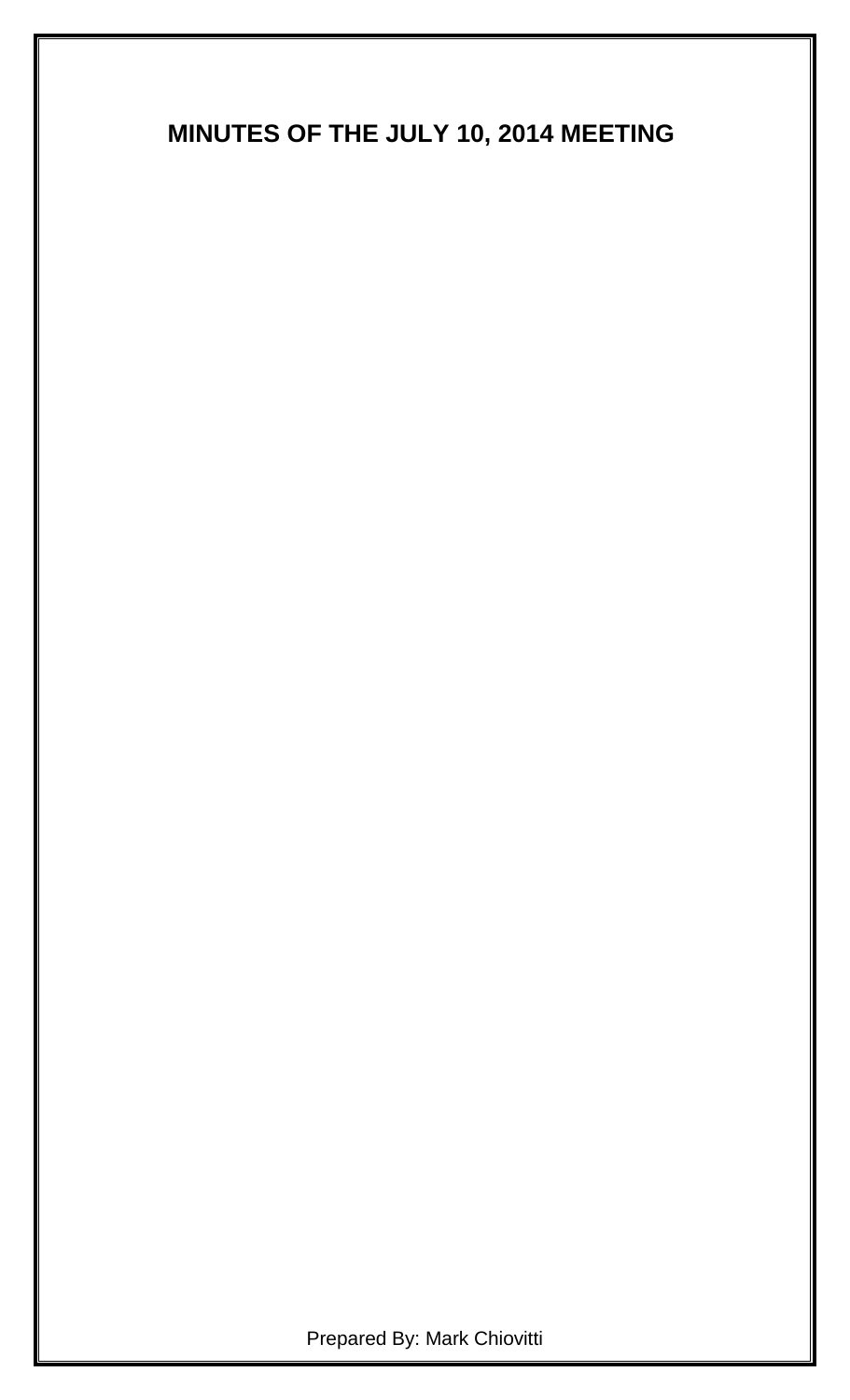# MINUTES OF THE JULY 10, 2014 MEETING

Prepared By: Mark Chiovitti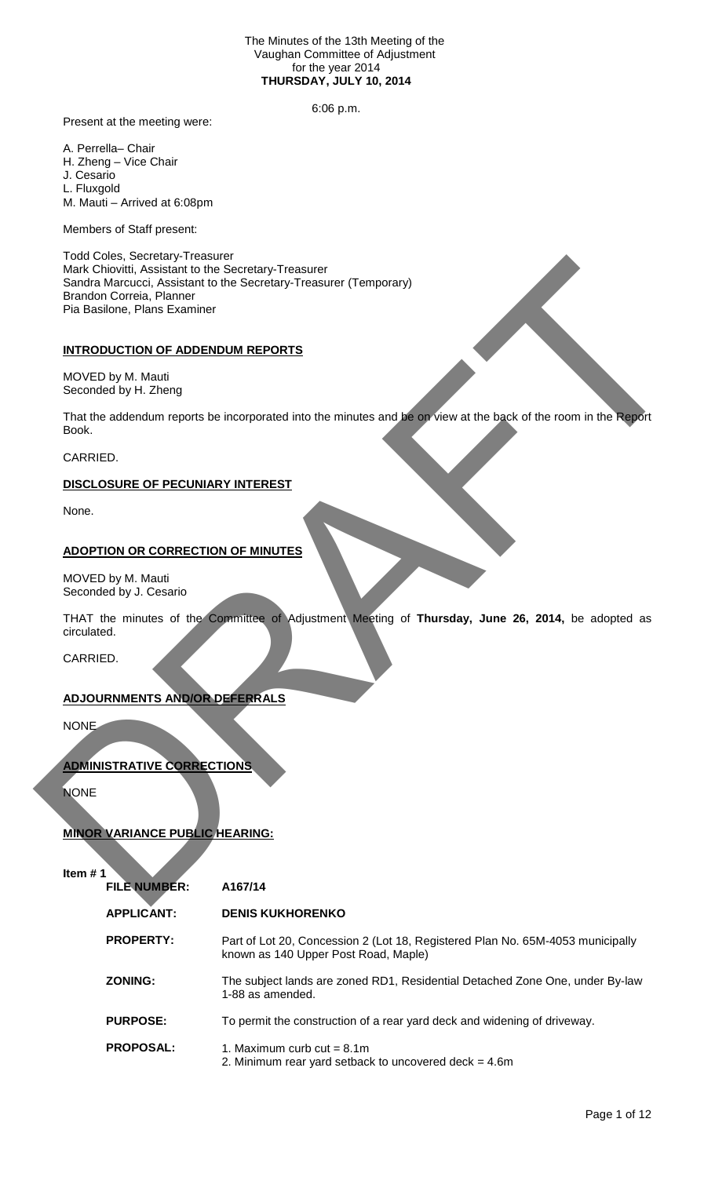The Minutes of the 13th Meeting of the
Vaughan Committee of Adjustment
for the year 2014
**THURSDAY, JULY 10, 2014**

6:06 p.m.

Present at the meeting were:

A. Perrella– Chair
H. Zheng – Vice Chair
J. Cesario
L. Fluxgold
M. Mauti – Arrived at 6:08pm

Members of Staff present:

Todd Coles, Secretary-Treasurer
Mark Chiovitti, Assistant to the Secretary-Treasurer
Sandra Marcucci, Assistant to the Secretary-Treasurer (Temporary)
Brandon Correia, Planner
Pia Basilone, Plans Examiner

## INTRODUCTION OF ADDENDUM REPORTS

MOVED by M. Mauti
Seconded by H. Zheng

That the addendum reports be incorporated into the minutes and be on view at the back of the room in the Report Book.

CARRIED.

## DISCLOSURE OF PECUNIARY INTEREST

None.

## ADOPTION OR CORRECTION OF MINUTES

MOVED by M. Mauti
Seconded by J. Cesario

THAT the minutes of the Committee of Adjustment Meeting of **Thursday, June 26, 2014,** be adopted as circulated.

CARRIED.

## ADJOURNMENTS AND/OR DEFERRALS

NONE

## ADMINISTRATIVE CORRECTIONS

NONE

## MINOR VARIANCE PUBLIC HEARING:

**Item # 1**

| | |
|---|---|
| **FILE NUMBER:** | **A167/14** |
| **APPLICANT:** | **DENIS KUKHORENKO** |
| **PROPERTY:** | Part of Lot 20, Concession 2 (Lot 18, Registered Plan No. 65M-4053 municipally known as 140 Upper Post Road, Maple) |
| **ZONING:** | The subject lands are zoned RD1, Residential Detached Zone One, under By-law 1-88 as amended. |
| **PURPOSE:** | To permit the construction of a rear yard deck and widening of driveway. |
| **PROPOSAL:** | 1. Maximum curb cut = 8.1m<br>2. Minimum rear yard setback to uncovered deck = 4.6m |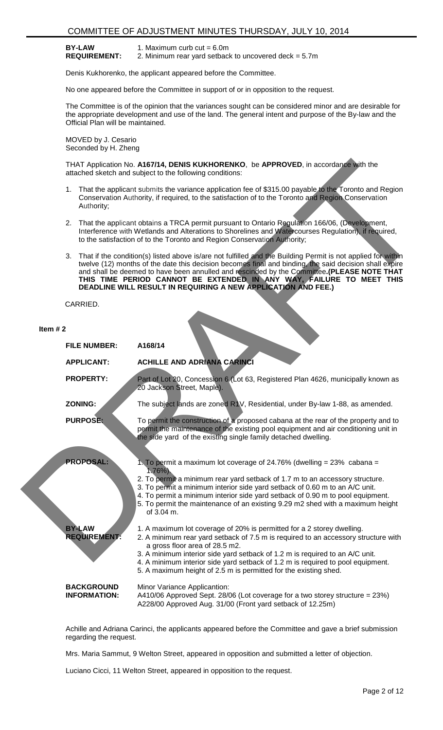| | |
|---|---|
| **BY-LAW REQUIREMENT:** | 1. Maximum curb cut = 6.0m<br>2. Minimum rear yard setback to uncovered deck = 5.7m |

Denis Kukhorenko, the applicant appeared before the Committee.

No one appeared before the Committee in support of or in opposition to the request.

The Committee is of the opinion that the variances sought can be considered minor and are desirable for the appropriate development and use of the land. The general intent and purpose of the By-law and the Official Plan will be maintained.

MOVED by J. Cesario
Seconded by H. Zheng

THAT Application No. **A167/14, DENIS KUKHORENKO**, be **APPROVED**, in accordance with the attached sketch and subject to the following conditions:

1. That the applicant submits the variance application fee of $315.00 payable to the Toronto and Region Conservation Authority, if required, to the satisfaction of to the Toronto and Region Conservation Authority;

2. That the applicant obtains a TRCA permit pursuant to Ontario Regulation 166/06, (Development, Interference with Wetlands and Alterations to Shorelines and Watercourses Regulation), if required, to the satisfaction of to the Toronto and Region Conservation Authority;

3. That if the condition(s) listed above is/are not fulfilled and the Building Permit is not applied for within twelve (12) months of the date this decision becomes final and binding, the said decision shall expire and shall be deemed to have been annulled and rescinded by the Committee. **(PLEASE NOTE THAT THIS TIME PERIOD CANNOT BE EXTENDED IN ANY WAY, FAILURE TO MEET THIS DEADLINE WILL RESULT IN REQUIRING A NEW APPLICATION AND FEE.)**

CARRIED.

**Item # 2**

| | |
|---|---|
| **FILE NUMBER:** | **A168/14** |
| **APPLICANT:** | **ACHILLE AND ADRIANA CARINCI** |
| **PROPERTY:** | Part of Lot 20, Concession 6 (Lot 63, Registered Plan 4626, municipally known as 20 Jackson Street, Maple). |
| **ZONING:** | The subject lands are zoned R1V, Residential, under By-law 1-88, as amended. |
| **PURPOSE:** | To permit the construction of a proposed cabana at the rear of the property and to permit the maintenance of the existing pool equipment and air conditioning unit in the side yard of the existing single family detached dwelling. |
| **PROPOSAL:** | 1. To permit a maximum lot coverage of 24.76% (dwelling = 23% cabana = 1.76%).<br>2. To permit a minimum rear yard setback of 1.7 m to an accessory structure.<br>3. To permit a minimum interior side yard setback of 0.60 m to an A/C unit.<br>4. To permit a minimum interior side yard setback of 0.90 m to pool equipment.<br>5. To permit the maintenance of an existing 9.29 m2 shed with a maximum height of 3.04 m. |
| **BY-LAW REQUIREMENT:** | 1. A maximum lot coverage of 20% is permitted for a 2 storey dwelling.<br>2. A minimum rear yard setback of 7.5 m is required to an accessory structure with a gross floor area of 28.5 m2.<br>3. A minimum interior side yard setback of 1.2 m is required to an A/C unit.<br>4. A minimum interior side yard setback of 1.2 m is required to pool equipment.<br>5. A maximum height of 2.5 m is permitted for the existing shed. |
| **BACKGROUND INFORMATION:** | Minor Variance Applicantion:<br>A410/06 Approved Sept. 28/06 (Lot coverage for a two storey structure = 23%)<br>A228/00 Approved Aug. 31/00 (Front yard setback of 12.25m) |

Achille and Adriana Carinci, the applicants appeared before the Committee and gave a brief submission regarding the request.

Mrs. Maria Sammut, 9 Welton Street, appeared in opposition and submitted a letter of objection.

Luciano Cicci, 11 Welton Street, appeared in opposition to the request.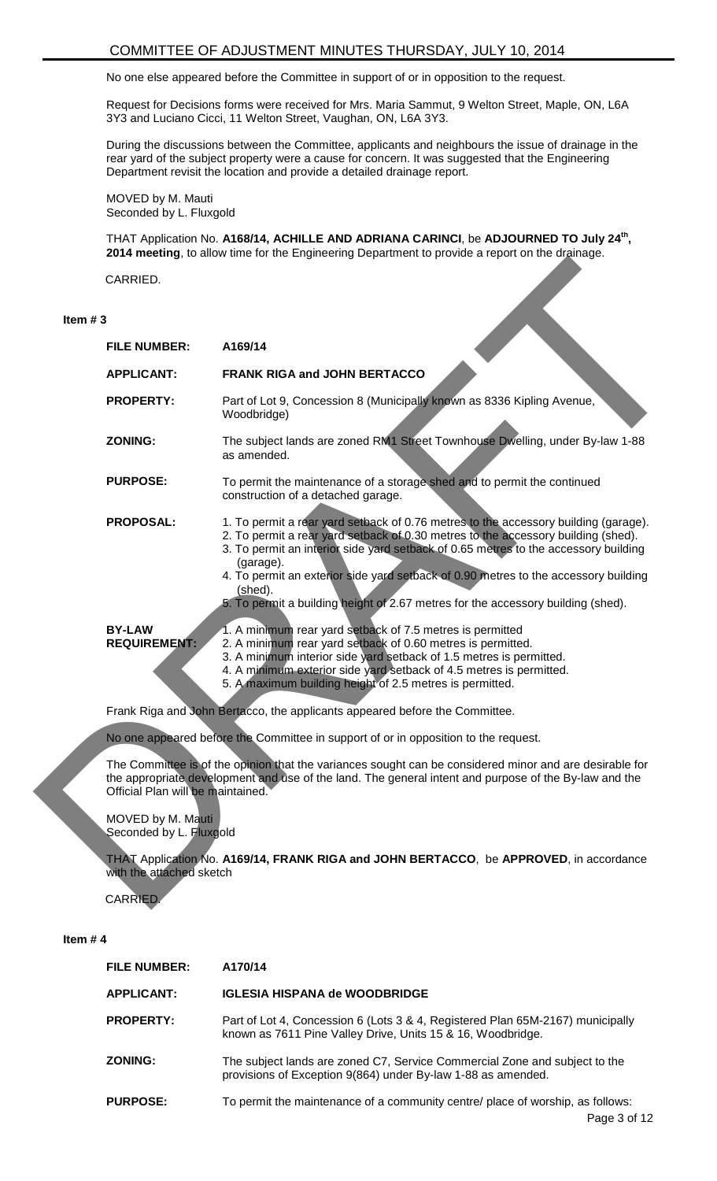No one else appeared before the Committee in support of or in opposition to the request.

Request for Decisions forms were received for Mrs. Maria Sammut, 9 Welton Street, Maple, ON, L6A 3Y3 and Luciano Cicci, 11 Welton Street, Vaughan, ON, L6A 3Y3.

During the discussions between the Committee, applicants and neighbours the issue of drainage in the rear yard of the subject property were a cause for concern. It was suggested that the Engineering Department revisit the location and provide a detailed drainage report.

MOVED by M. Mauti
Seconded by L. Fluxgold

THAT Application No. **A168/14, ACHILLE AND ADRIANA CARINCI**, be **ADJOURNED TO July 24th, 2014 meeting**, to allow time for the Engineering Department to provide a report on the drainage.

CARRIED.

**Item # 3**

| | |
|---|---|
| **FILE NUMBER:** | **A169/14** |
| **APPLICANT:** | **FRANK RIGA and JOHN BERTACCO** |
| **PROPERTY:** | Part of Lot 9, Concession 8 (Municipally known as 8336 Kipling Avenue, Woodbridge) |
| **ZONING:** | The subject lands are zoned RM1 Street Townhouse Dwelling, under By-law 1-88 as amended. |
| **PURPOSE:** | To permit the maintenance of a storage shed and to permit the continued construction of a detached garage. |
| **PROPOSAL:** | 1. To permit a rear yard setback of 0.76 metres to the accessory building (garage). 2. To permit a rear yard setback of 0.30 metres to the accessory building (shed). 3. To permit an interior side yard setback of 0.65 metres to the accessory building (garage). 4. To permit an exterior side yard setback of 0.90 metres to the accessory building (shed). 5. To permit a building height of 2.67 metres for the accessory building (shed). |
| **BY-LAW REQUIREMENT:** | 1. A minimum rear yard setback of 7.5 metres is permitted 2. A minimum rear yard setback of 0.60 metres is permitted. 3. A minimum interior side yard setback of 1.5 metres is permitted. 4. A minimum exterior side yard setback of 4.5 metres is permitted. 5. A maximum building height of 2.5 metres is permitted. |

Frank Riga and John Bertacco, the applicants appeared before the Committee.

No one appeared before the Committee in support of or in opposition to the request.

The Committee is of the opinion that the variances sought can be considered minor and are desirable for the appropriate development and use of the land. The general intent and purpose of the By-law and the Official Plan will be maintained.

MOVED by M. Mauti
Seconded by L. Fluxgold

THAT Application No. **A169/14, FRANK RIGA and JOHN BERTACCO**, be **APPROVED**, in accordance with the attached sketch

CARRIED.

**Item # 4**

| | |
|---|---|
| **FILE NUMBER:** | **A170/14** |
| **APPLICANT:** | **IGLESIA HISPANA de WOODBRIDGE** |
| **PROPERTY:** | Part of Lot 4, Concession 6 (Lots 3 & 4, Registered Plan 65M-2167) municipally known as 7611 Pine Valley Drive, Units 15 & 16, Woodbridge. |
| **ZONING:** | The subject lands are zoned C7, Service Commercial Zone and subject to the provisions of Exception 9(864) under By-law 1-88 as amended. |
| **PURPOSE:** | To permit the maintenance of a community centre/ place of worship, as follows: |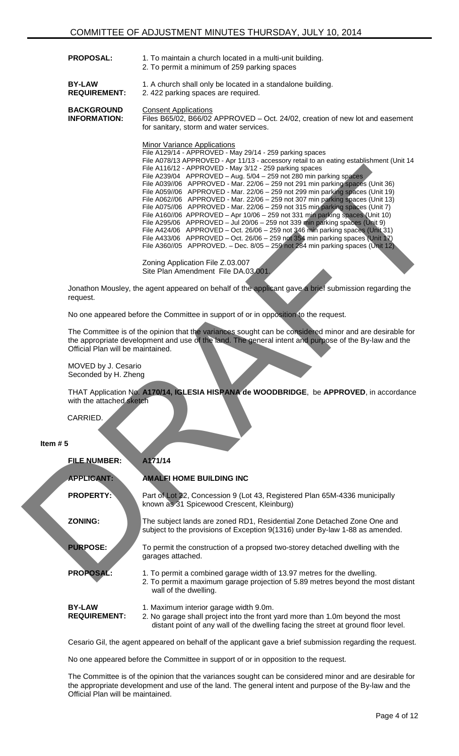| | |
|---|---|
| **PROPOSAL:** | 1. To maintain a church located in a multi-unit building.<br>2. To permit a minimum of 259 parking spaces |
| **BY-LAW REQUIREMENT:** | 1. A church shall only be located in a standalone building.<br>2. 422 parking spaces are required. |
| **BACKGROUND INFORMATION:** | Consent Applications<br>Files B65/02, B66/02 APPROVED – Oct. 24/02, creation of new lot and easement for sanitary, storm and water services.<br><br>Minor Variance Applications<br>File A129/14 - APPROVED - May 29/14 - 259 parking spaces<br>File A078/13 APPROVED - Apr 11/13 - accessory retail to an eating establishment (Unit 14<br>File A116/12 - APPROVED - May 3/12 - 259 parking spaces<br>File A239/04 APPROVED – Aug. 5/04 – 259 not 280 min parking spaces<br>File A039//06 APPROVED - Mar. 22/06 – 259 not 291 min parking spaces (Unit 36)<br>File A059//06 APPROVED - Mar. 22/06 – 259 not 299 min parking spaces (Unit 19)<br>File A062//06 APPROVED - Mar. 22/06 – 259 not 307 min parking spaces (Unit 13)<br>File A075//06 APPROVED - Mar. 22/06 – 259 not 315 min parking spaces (Unit 7)<br>File A160//06 APPROVED – Apr 10/06 – 259 not 331 min parking spaces (Unit 10)<br>File A295/06 APPROVED – Jul 20/06 – 259 not 339 min parking spaces (Unit 9)<br>File A424/06 APPROVED – Oct. 26/06 – 259 not 346 min parking spaces (Unit 31)<br>File A433/06 APPROVED – Oct. 26/06 – 259 not 354 min parking spaces (Unit 17)<br>File A360//05 APPROVED. – Dec. 8/05 – 259 not 284 min parking spaces (Unit 12)<br><br>Zoning Application File Z.03.007<br>Site Plan Amendment File DA.03.001. |

Jonathon Mousley, the agent appeared on behalf of the applicant gave a brief submission regarding the request.

No one appeared before the Committee in support of or in opposition to the request.

The Committee is of the opinion that the variances sought can be considered minor and are desirable for the appropriate development and use of the land. The general intent and purpose of the By-law and the Official Plan will be maintained.

MOVED by J. Cesario
Seconded by H. Zheng

THAT Application No. **A170/14, IGLESIA HISPANA de WOODBRIDGE**, be **APPROVED**, in accordance with the attached sketch

CARRIED.

**Item # 5**

| | |
|---|---|
| **FILE NUMBER:** | **A171/14** |
| **APPLICANT:** | **AMALFI HOME BUILDING INC** |
| **PROPERTY:** | Part of Lot 22, Concession 9 (Lot 43, Registered Plan 65M-4336 municipally known as 31 Spicewood Crescent, Kleinburg) |
| **ZONING:** | The subject lands are zoned RD1, Residential Zone Detached Zone One and subject to the provisions of Exception 9(1316) under By-law 1-88 as amended. |
| **PURPOSE:** | To permit the construction of a propsed two-storey detached dwelling with the garages attached. |
| **PROPOSAL:** | 1. To permit a combined garage width of 13.97 metres for the dwelling.<br>2. To permit a maximum garage projection of 5.89 metres beyond the most distant wall of the dwelling. |
| **BY-LAW REQUIREMENT:** | 1. Maximum interior garage width 9.0m.<br>2. No garage shall project into the front yard more than 1.0m beyond the most distant point of any wall of the dwelling facing the street at ground floor level. |

Cesario Gil, the agent appeared on behalf of the applicant gave a brief submission regarding the request.

No one appeared before the Committee in support of or in opposition to the request.

The Committee is of the opinion that the variances sought can be considered minor and are desirable for the appropriate development and use of the land. The general intent and purpose of the By-law and the Official Plan will be maintained.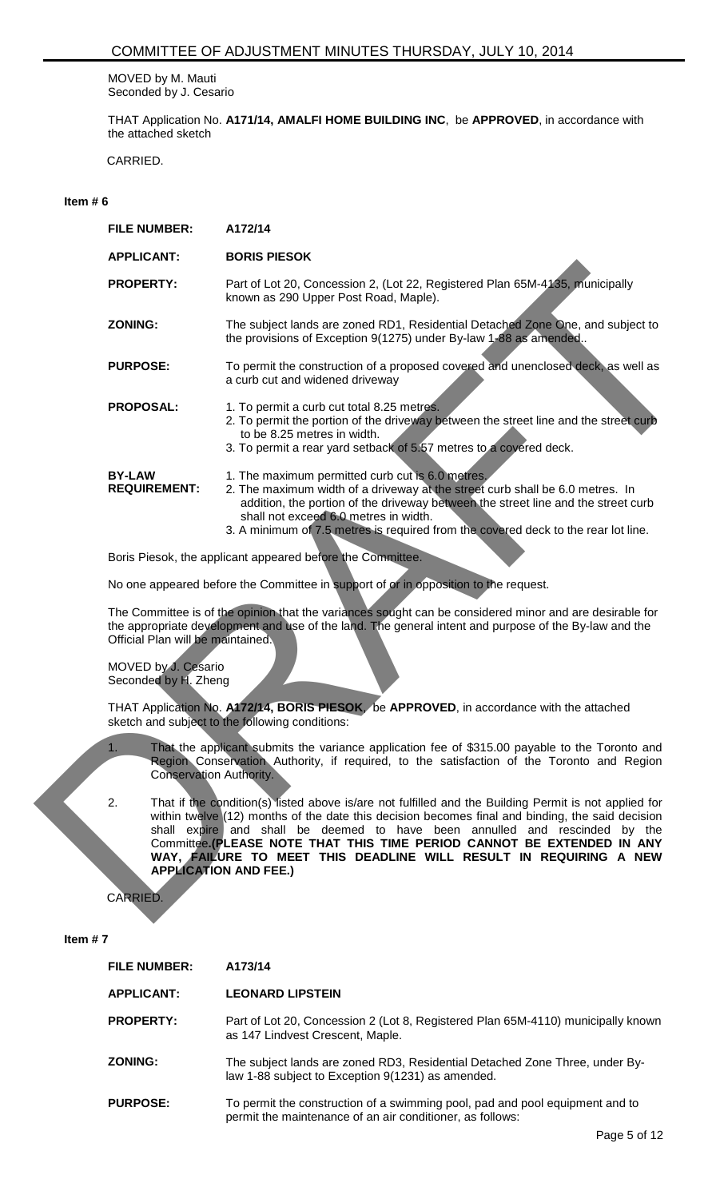MOVED by M. Mauti
Seconded by J. Cesario

THAT Application No. **A171/14, AMALFI HOME BUILDING INC**, be **APPROVED**, in accordance with the attached sketch

CARRIED.

**Item # 6**

| | |
|---|---|
| **FILE NUMBER:** | **A172/14** |
| **APPLICANT:** | **BORIS PIESOK** |
| **PROPERTY:** | Part of Lot 20, Concession 2, (Lot 22, Registered Plan 65M-4135, municipally known as 290 Upper Post Road, Maple). |
| **ZONING:** | The subject lands are zoned RD1, Residential Detached Zone One, and subject to the provisions of Exception 9(1275) under By-law 1-88 as amended.. |
| **PURPOSE:** | To permit the construction of a proposed covered and unenclosed deck, as well as a curb cut and widened driveway |
| **PROPOSAL:** | 1. To permit a curb cut total 8.25 metres.<br>2. To permit the portion of the driveway between the street line and the street curb to be 8.25 metres in width.<br>3. To permit a rear yard setback of 5.57 metres to a covered deck. |
| **BY-LAW REQUIREMENT:** | 1. The maximum permitted curb cut is 6.0 metres.<br>2. The maximum width of a driveway at the street curb shall be 6.0 metres. In addition, the portion of the driveway between the street line and the street curb shall not exceed 6.0 metres in width.<br>3. A minimum of 7.5 metres is required from the covered deck to the rear lot line. |

Boris Piesok, the applicant appeared before the Committee.

No one appeared before the Committee in support of or in opposition to the request.

The Committee is of the opinion that the variances sought can be considered minor and are desirable for the appropriate development and use of the land. The general intent and purpose of the By-law and the Official Plan will be maintained.

MOVED by J. Cesario
Seconded by H. Zheng

THAT Application No. **A172/14, BORIS PIESOK**, be **APPROVED**, in accordance with the attached sketch and subject to the following conditions:

1. That the applicant submits the variance application fee of $315.00 payable to the Toronto and Region Conservation Authority, if required, to the satisfaction of the Toronto and Region Conservation Authority.

2. That if the condition(s) listed above is/are not fulfilled and the Building Permit is not applied for within twelve (12) months of the date this decision becomes final and binding, the said decision shall expire and shall be deemed to have been annulled and rescinded by the Committee**.(PLEASE NOTE THAT THIS TIME PERIOD CANNOT BE EXTENDED IN ANY WAY, FAILURE TO MEET THIS DEADLINE WILL RESULT IN REQUIRING A NEW APPLICATION AND FEE.)**

CARRIED.

**Item # 7**

| | |
|---|---|
| **FILE NUMBER:** | **A173/14** |
| **APPLICANT:** | **LEONARD LIPSTEIN** |
| **PROPERTY:** | Part of Lot 20, Concession 2 (Lot 8, Registered Plan 65M-4110) municipally known as 147 Lindvest Crescent, Maple. |
| **ZONING:** | The subject lands are zoned RD3, Residential Detached Zone Three, under By-law 1-88 subject to Exception 9(1231) as amended. |
| **PURPOSE:** | To permit the construction of a swimming pool, pad and pool equipment and to permit the maintenance of an air conditioner, as follows: |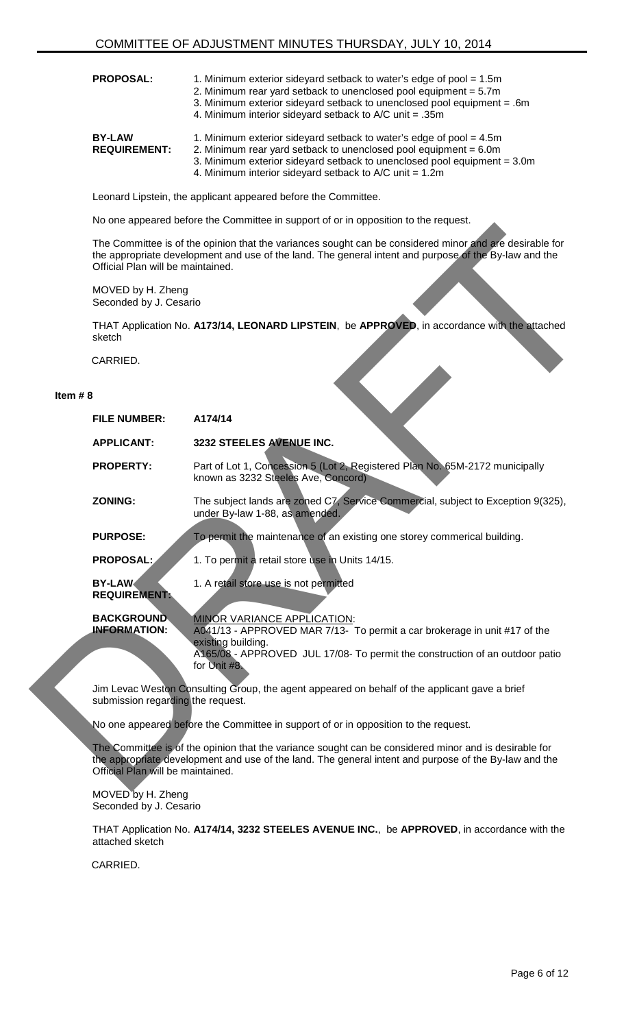| | |
|---|---|
| **PROPOSAL:** | 1. Minimum exterior sideyard setback to water's edge of pool = 1.5m<br>2. Minimum rear yard setback to unenclosed pool equipment = 5.7m<br>3. Minimum exterior sideyard setback to unenclosed pool equipment = .6m<br>4. Minimum interior sideyard setback to A/C unit = .35m |
| **BY-LAW REQUIREMENT:** | 1. Minimum exterior sideyard setback to water's edge of pool = 4.5m<br>2. Minimum rear yard setback to unenclosed pool equipment = 6.0m<br>3. Minimum exterior sideyard setback to unenclosed pool equipment = 3.0m<br>4. Minimum interior sideyard setback to A/C unit = 1.2m |

Leonard Lipstein, the applicant appeared before the Committee.

No one appeared before the Committee in support of or in opposition to the request.

The Committee is of the opinion that the variances sought can be considered minor and are desirable for the appropriate development and use of the land. The general intent and purpose of the By-law and the Official Plan will be maintained.

MOVED by H. Zheng
Seconded by J. Cesario

THAT Application No. **A173/14, LEONARD LIPSTEIN**, be **APPROVED**, in accordance with the attached sketch

CARRIED.

**Item # 8**

| | |
|---|---|
| **FILE NUMBER:** | **A174/14** |
| **APPLICANT:** | **3232 STEELES AVENUE INC.** |
| **PROPERTY:** | Part of Lot 1, Concession 5 (Lot 2, Registered Plan No. 65M-2172 municipally known as 3232 Steeles Ave, Concord) |
| **ZONING:** | The subject lands are zoned C7, Service Commercial, subject to Exception 9(325), under By-law 1-88, as amended. |
| **PURPOSE:** | To permit the maintenance of an existing one storey commerical building. |
| **PROPOSAL:** | 1. To permit a retail store use in Units 14/15. |
| **BY-LAW REQUIREMENT:** | 1. A retail store use is not permitted |
| **BACKGROUND INFORMATION:** | MINOR VARIANCE APPLICATION:<br>A041/13 - APPROVED MAR 7/13- To permit a car brokerage in unit #17 of the existing building.<br>A165/08 - APPROVED JUL 17/08- To permit the construction of an outdoor patio for Unit #8. |

Jim Levac Weston Consulting Group, the agent appeared on behalf of the applicant gave a brief submission regarding the request.

No one appeared before the Committee in support of or in opposition to the request.

The Committee is of the opinion that the variance sought can be considered minor and is desirable for the appropriate development and use of the land. The general intent and purpose of the By-law and the Official Plan will be maintained.

MOVED by H. Zheng
Seconded by J. Cesario

THAT Application No. **A174/14, 3232 STEELES AVENUE INC.**, be **APPROVED**, in accordance with the attached sketch

CARRIED.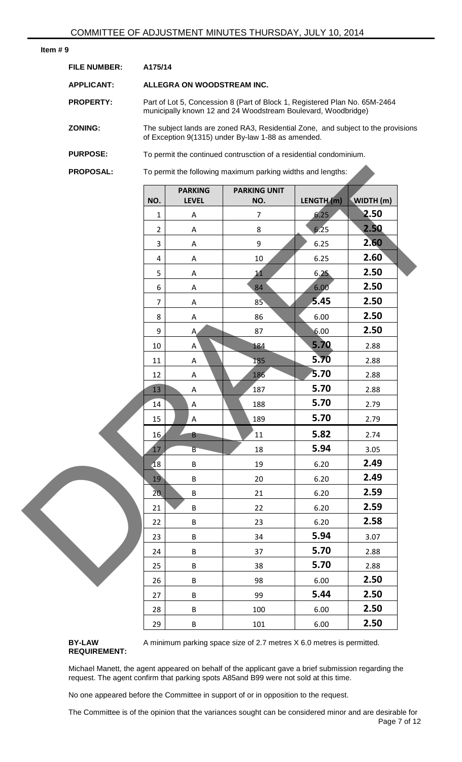COMMITTEE OF ADJUSTMENT MINUTES THURSDAY, JULY 10, 2014

**Item # 9**

**FILE NUMBER:** A175/14

**APPLICANT:** ALLEGRA ON WOODSTREAM INC.

**PROPERTY:** Part of Lot 5, Concession 8 (Part of Block 1, Registered Plan No. 65M-2464 municipally known 12 and 24 Woodstream Boulevard, Woodbridge)

**ZONING:** The subject lands are zoned RA3, Residential Zone, and subject to the provisions of Exception 9(1315) under By-law 1-88 as amended.

**PURPOSE:** To permit the continued contrusction of a residential condominium.

**PROPOSAL:** To permit the following maximum parking widths and lengths:

| NO. | PARKING LEVEL | PARKING UNIT NO. | LENGTH (m) | WIDTH (m) |
|---|---|---|---|---|
| 1 | A | 7 | 6.25 | **2.50** |
| 2 | A | 8 | 6.25 | **2.50** |
| 3 | A | 9 | 6.25 | **2.60** |
| 4 | A | 10 | 6.25 | **2.60** |
| 5 | A | 11 | 6.25 | **2.50** |
| 6 | A | 84 | 6.00 | **2.50** |
| 7 | A | 85 | **5.45** | **2.50** |
| 8 | A | 86 | 6.00 | **2.50** |
| 9 | A | 87 | 6.00 | **2.50** |
| 10 | A | 184 | **5.70** | 2.88 |
| 11 | A | 185 | **5.70** | 2.88 |
| 12 | A | 186 | **5.70** | 2.88 |
| 13 | A | 187 | **5.70** | 2.88 |
| 14 | A | 188 | **5.70** | 2.79 |
| 15 | A | 189 | **5.70** | 2.79 |
| 16 | B | 11 | **5.82** | 2.74 |
| 17 | B | 18 | **5.94** | 3.05 |
| 18 | B | 19 | 6.20 | **2.49** |
| 19 | B | 20 | 6.20 | **2.49** |
| 20 | B | 21 | 6.20 | **2.59** |
| 21 | B | 22 | 6.20 | **2.59** |
| 22 | B | 23 | 6.20 | **2.58** |
| 23 | B | 34 | **5.94** | 3.07 |
| 24 | B | 37 | **5.70** | 2.88 |
| 25 | B | 38 | **5.70** | 2.88 |
| 26 | B | 98 | 6.00 | **2.50** |
| 27 | B | 99 | **5.44** | **2.50** |
| 28 | B | 100 | 6.00 | **2.50** |
| 29 | B | 101 | 6.00 | **2.50** |

**BY-LAW REQUIREMENT:** A minimum parking space size of 2.7 metres X 6.0 metres is permitted.

Michael Manett, the agent appeared on behalf of the applicant gave a brief submission regarding the request. The agent confirm that parking spots A85and B99 were not sold at this time.

No one appeared before the Committee in support of or in opposition to the request.

The Committee is of the opinion that the variances sought can be considered minor and are desirable for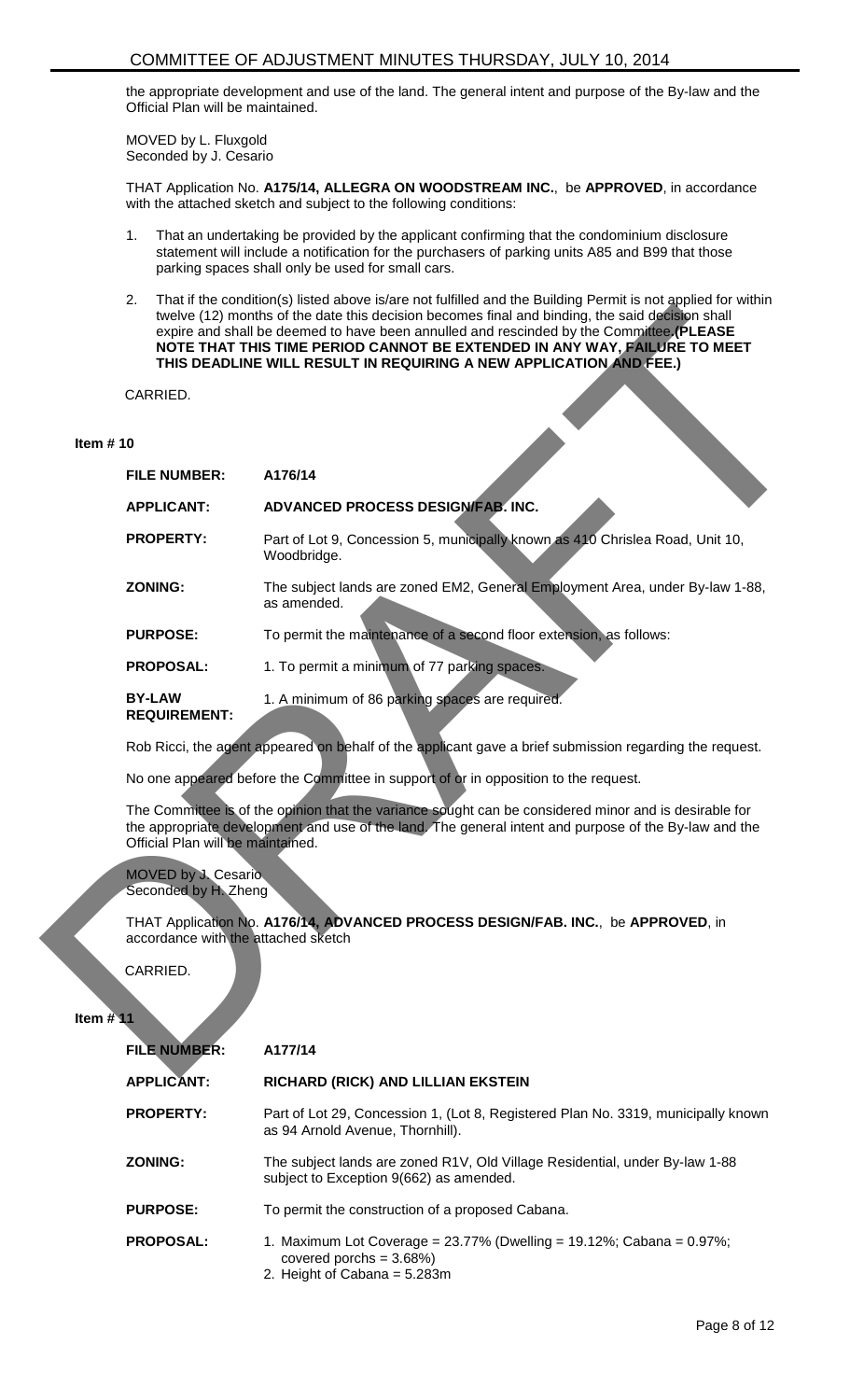the appropriate development and use of the land. The general intent and purpose of the By-law and the Official Plan will be maintained.

MOVED by L. Fluxgold
Seconded by J. Cesario

THAT Application No. **A175/14, ALLEGRA ON WOODSTREAM INC.**, be **APPROVED**, in accordance with the attached sketch and subject to the following conditions:

1. That an undertaking be provided by the applicant confirming that the condominium disclosure statement will include a notification for the purchasers of parking units A85 and B99 that those parking spaces shall only be used for small cars.
2. That if the condition(s) listed above is/are not fulfilled and the Building Permit is not applied for within twelve (12) months of the date this decision becomes final and binding, the said decision shall expire and shall be deemed to have been annulled and rescinded by the Committee.**(PLEASE NOTE THAT THIS TIME PERIOD CANNOT BE EXTENDED IN ANY WAY, FAILURE TO MEET THIS DEADLINE WILL RESULT IN REQUIRING A NEW APPLICATION AND FEE.)**

CARRIED.

**Item # 10**

| | |
|---|---|
| **FILE NUMBER:** | **A176/14** |
| **APPLICANT:** | **ADVANCED PROCESS DESIGN/FAB. INC.** |
| **PROPERTY:** | Part of Lot 9, Concession 5, municipally known as 410 Chrislea Road, Unit 10, Woodbridge. |
| **ZONING:** | The subject lands are zoned EM2, General Employment Area, under By-law 1-88, as amended. |
| **PURPOSE:** | To permit the maintenance of a second floor extension, as follows: |
| **PROPOSAL:** | 1. To permit a minimum of 77 parking spaces. |
| **BY-LAW REQUIREMENT:** | 1. A minimum of 86 parking spaces are required. |

Rob Ricci, the agent appeared on behalf of the applicant gave a brief submission regarding the request.

No one appeared before the Committee in support of or in opposition to the request.

The Committee is of the opinion that the variance sought can be considered minor and is desirable for the appropriate development and use of the land. The general intent and purpose of the By-law and the Official Plan will be maintained.

MOVED by J. Cesario
Seconded by H. Zheng

THAT Application No. **A176/14, ADVANCED PROCESS DESIGN/FAB. INC.**, be **APPROVED**, in accordance with the attached sketch

CARRIED.

**Item # 11**

| | |
|---|---|
| **FILE NUMBER:** | **A177/14** |
| **APPLICANT:** | **RICHARD (RICK) AND LILLIAN EKSTEIN** |
| **PROPERTY:** | Part of Lot 29, Concession 1, (Lot 8, Registered Plan No. 3319, municipally known as 94 Arnold Avenue, Thornhill). |
| **ZONING:** | The subject lands are zoned R1V, Old Village Residential, under By-law 1-88 subject to Exception 9(662) as amended. |
| **PURPOSE:** | To permit the construction of a proposed Cabana. |
| **PROPOSAL:** | 1. Maximum Lot Coverage = 23.77% (Dwelling = 19.12%; Cabana = 0.97%; covered porchs = 3.68%)<br>2. Height of Cabana = 5.283m |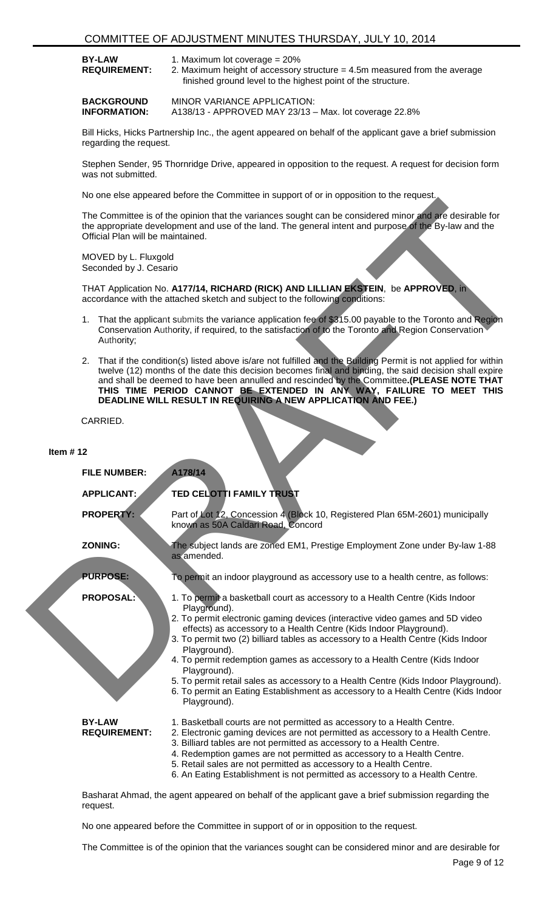| | |
|---|---|
| **BY-LAW REQUIREMENT:** | 1. Maximum lot coverage = 20%<br>2. Maximum height of accessory structure = 4.5m measured from the average finished ground level to the highest point of the structure. |
| **BACKGROUND INFORMATION:** | MINOR VARIANCE APPLICATION:<br>A138/13 - APPROVED MAY 23/13 – Max. lot coverage 22.8% |

Bill Hicks, Hicks Partnership Inc., the agent appeared on behalf of the applicant gave a brief submission regarding the request.

Stephen Sender, 95 Thornridge Drive, appeared in opposition to the request. A request for decision form was not submitted.

No one else appeared before the Committee in support of or in opposition to the request.

The Committee is of the opinion that the variances sought can be considered minor and are desirable for the appropriate development and use of the land. The general intent and purpose of the By-law and the Official Plan will be maintained.

MOVED by L. Fluxgold
Seconded by J. Cesario

THAT Application No. **A177/14, RICHARD (RICK) AND LILLIAN EKSTEIN**, be **APPROVED**, in accordance with the attached sketch and subject to the following conditions:

1. That the applicant submits the variance application fee of $315.00 payable to the Toronto and Region Conservation Authority, if required, to the satisfaction of to the Toronto and Region Conservation Authority;

2. That if the condition(s) listed above is/are not fulfilled and the Building Permit is not applied for within twelve (12) months of the date this decision becomes final and binding, the said decision shall expire and shall be deemed to have been annulled and rescinded by the Committee. **(PLEASE NOTE THAT THIS TIME PERIOD CANNOT BE EXTENDED IN ANY WAY, FAILURE TO MEET THIS DEADLINE WILL RESULT IN REQUIRING A NEW APPLICATION AND FEE.)**

CARRIED.

## Item # 12

| | |
|---|---|
| **FILE NUMBER:** | **A178/14** |
| **APPLICANT:** | **TED CELOTTI FAMILY TRUST** |
| **PROPERTY:** | Part of Lot 12, Concession 4 (Block 10, Registered Plan 65M-2601) municipally known as 50A Caldari Road, Concord |
| **ZONING:** | The subject lands are zoned EM1, Prestige Employment Zone under By-law 1-88 as amended. |
| **PURPOSE:** | To permit an indoor playground as accessory use to a health centre, as follows: |
| **PROPOSAL:** | 1. To permit a basketball court as accessory to a Health Centre (Kids Indoor Playground).<br>2. To permit electronic gaming devices (interactive video games and 5D video effects) as accessory to a Health Centre (Kids Indoor Playground).<br>3. To permit two (2) billiard tables as accessory to a Health Centre (Kids Indoor Playground).<br>4. To permit redemption games as accessory to a Health Centre (Kids Indoor Playground).<br>5. To permit retail sales as accessory to a Health Centre (Kids Indoor Playground).<br>6. To permit an Eating Establishment as accessory to a Health Centre (Kids Indoor Playground). |
| **BY-LAW REQUIREMENT:** | 1. Basketball courts are not permitted as accessory to a Health Centre.<br>2. Electronic gaming devices are not permitted as accessory to a Health Centre.<br>3. Billiard tables are not permitted as accessory to a Health Centre.<br>4. Redemption games are not permitted as accessory to a Health Centre.<br>5. Retail sales are not permitted as accessory to a Health Centre.<br>6. An Eating Establishment is not permitted as accessory to a Health Centre. |

Basharat Ahmad, the agent appeared on behalf of the applicant gave a brief submission regarding the request.

No one appeared before the Committee in support of or in opposition to the request.

The Committee is of the opinion that the variances sought can be considered minor and are desirable for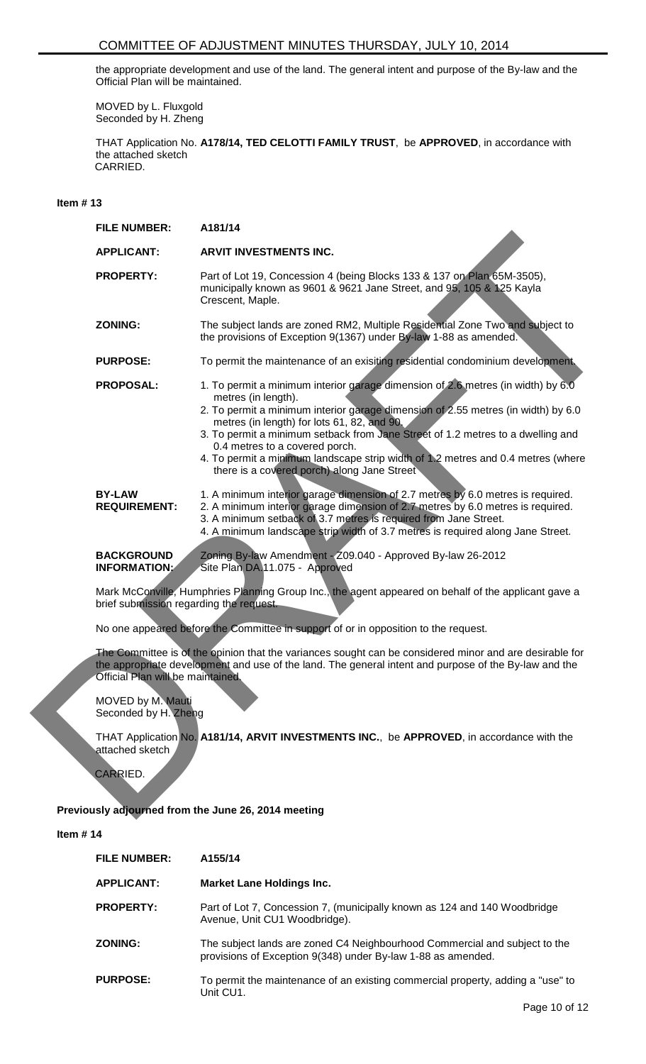the appropriate development and use of the land. The general intent and purpose of the By-law and the Official Plan will be maintained.

MOVED by L. Fluxgold
Seconded by H. Zheng

THAT Application No. **A178/14, TED CELOTTI FAMILY TRUST**, be **APPROVED**, in accordance with the attached sketch
CARRIED.

**Item # 13**

| **FILE NUMBER:** | **A181/14** |
|---|---|
| **APPLICANT:** | **ARVIT INVESTMENTS INC.** |
| **PROPERTY:** | Part of Lot 19, Concession 4 (being Blocks 133 & 137 on Plan 65M-3505), municipally known as 9601 & 9621 Jane Street, and 95, 105 & 125 Kayla Crescent, Maple. |
| **ZONING:** | The subject lands are zoned RM2, Multiple Residential Zone Two and subject to the provisions of Exception 9(1367) under By-law 1-88 as amended. |
| **PURPOSE:** | To permit the maintenance of an exisiting residential condominium development. |
| **PROPOSAL:** | 1. To permit a minimum interior garage dimension of 2.6 metres (in width) by 6.0 metres (in length).<br>2. To permit a minimum interior garage dimension of 2.55 metres (in width) by 6.0 metres (in length) for lots 61, 82, and 90.<br>3. To permit a minimum setback from Jane Street of 1.2 metres to a dwelling and 0.4 metres to a covered porch.<br>4. To permit a minimum landscape strip width of 1.2 metres and 0.4 metres (where there is a covered porch) along Jane Street |
| **BY-LAW REQUIREMENT:** | 1. A minimum interior garage dimension of 2.7 metres by 6.0 metres is required.<br>2. A minimum interior garage dimension of 2.7 metres by 6.0 metres is required.<br>3. A minimum setback of 3.7 metres is required from Jane Street.<br>4. A minimum landscape strip width of 3.7 metres is required along Jane Street. |
| **BACKGROUND INFORMATION:** | Zoning By-law Amendment - Z09.040 - Approved By-law 26-2012<br>Site Plan DA.11.075 - Approved |

Mark McConville, Humphries Planning Group Inc., the agent appeared on behalf of the applicant gave a brief submission regarding the request.

No one appeared before the Committee in support of or in opposition to the request.

The Committee is of the opinion that the variances sought can be considered minor and are desirable for the appropriate development and use of the land. The general intent and purpose of the By-law and the Official Plan will be maintained.

MOVED by M. Mauti
Seconded by H. Zheng

THAT Application No. **A181/14, ARVIT INVESTMENTS INC.**, be **APPROVED**, in accordance with the attached sketch

CARRIED.

**Previously adjourned from the June 26, 2014 meeting**

**Item # 14**

| **FILE NUMBER:** | **A155/14** |
|---|---|
| **APPLICANT:** | **Market Lane Holdings Inc.** |
| **PROPERTY:** | Part of Lot 7, Concession 7, (municipally known as 124 and 140 Woodbridge Avenue, Unit CU1 Woodbridge). |
| **ZONING:** | The subject lands are zoned C4 Neighbourhood Commercial and subject to the provisions of Exception 9(348) under By-law 1-88 as amended. |
| **PURPOSE:** | To permit the maintenance of an existing commercial property, adding a "use" to Unit CU1. |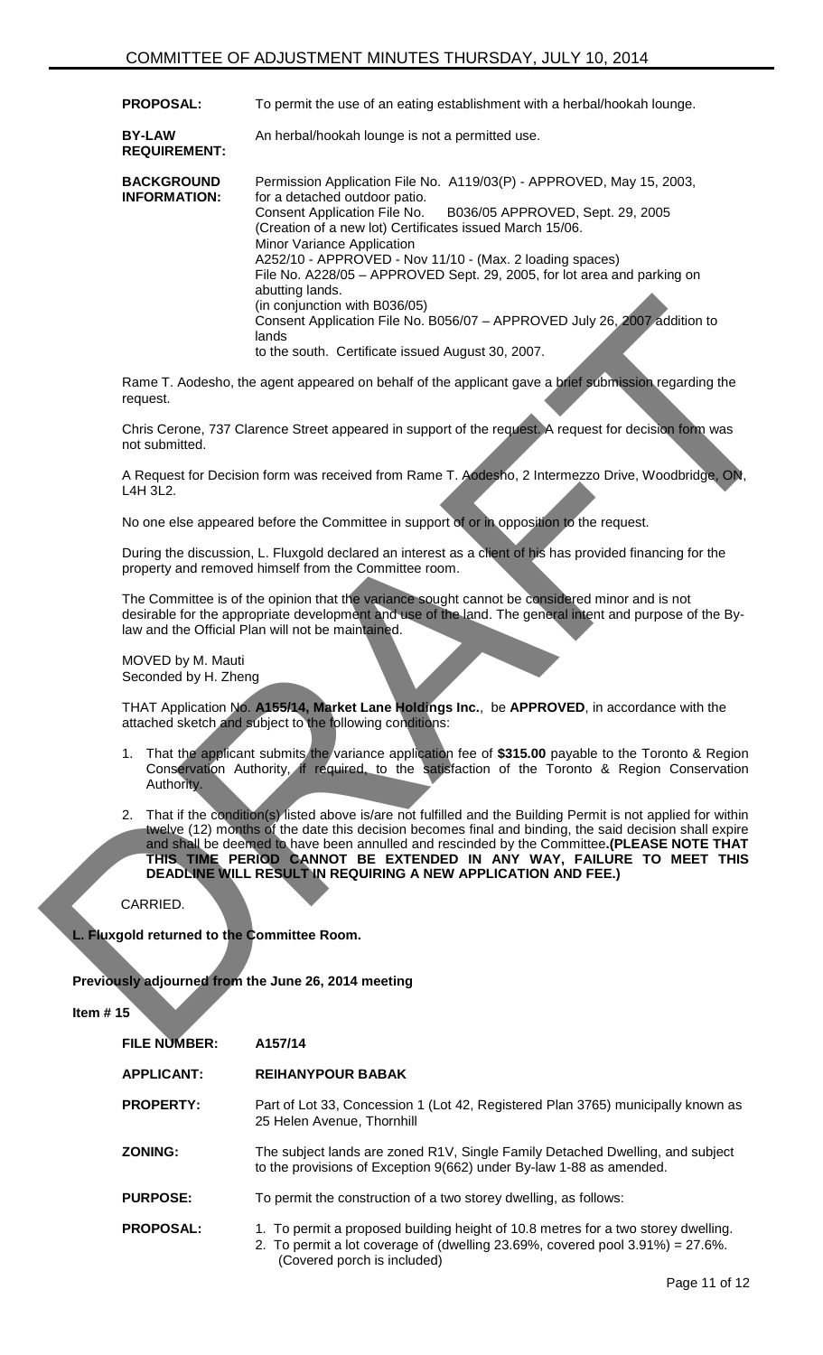| | |
|---|---|
| **PROPOSAL:** | To permit the use of an eating establishment with a herbal/hookah lounge. |
| **BY-LAW REQUIREMENT:** | An herbal/hookah lounge is not a permitted use. |
| **BACKGROUND INFORMATION:** | Permission Application File No. A119/03(P) - APPROVED, May 15, 2003, for a detached outdoor patio.<br>Consent Application File No. B036/05 APPROVED, Sept. 29, 2005 (Creation of a new lot) Certificates issued March 15/06.<br>Minor Variance Application<br>A252/10 - APPROVED - Nov 11/10 - (Max. 2 loading spaces)<br>File No. A228/05 – APPROVED Sept. 29, 2005, for lot area and parking on abutting lands.<br>(in conjunction with B036/05)<br>Consent Application File No. B056/07 – APPROVED July 26, 2007 addition to lands<br>to the south. Certificate issued August 30, 2007. |

Rame T. Aodesho, the agent appeared on behalf of the applicant gave a brief submission regarding the request.

Chris Cerone, 737 Clarence Street appeared in support of the request. A request for decision form was not submitted.

A Request for Decision form was received from Rame T. Aodesho, 2 Intermezzo Drive, Woodbridge, ON, L4H 3L2.

No one else appeared before the Committee in support of or in opposition to the request.

During the discussion, L. Fluxgold declared an interest as a client of his has provided financing for the property and removed himself from the Committee room.

The Committee is of the opinion that the variance sought cannot be considered minor and is not desirable for the appropriate development and use of the land. The general intent and purpose of the By-law and the Official Plan will not be maintained.

MOVED by M. Mauti
Seconded by H. Zheng

THAT Application No. **A155/14, Market Lane Holdings Inc.**, be **APPROVED**, in accordance with the attached sketch and subject to the following conditions:

1. That the applicant submits the variance application fee of **$315.00** payable to the Toronto & Region Conservation Authority, if required, to the satisfaction of the Toronto & Region Conservation Authority.

2. That if the condition(s) listed above is/are not fulfilled and the Building Permit is not applied for within twelve (12) months of the date this decision becomes final and binding, the said decision shall expire and shall be deemed to have been annulled and rescinded by the Committee. **(PLEASE NOTE THAT THIS TIME PERIOD CANNOT BE EXTENDED IN ANY WAY, FAILURE TO MEET THIS DEADLINE WILL RESULT IN REQUIRING A NEW APPLICATION AND FEE.)**

CARRIED.

**L. Fluxgold returned to the Committee Room.**

**Previously adjourned from the June 26, 2014 meeting**

**Item # 15**

| | |
|---|---|
| **FILE NUMBER:** | **A157/14** |
| **APPLICANT:** | **REIHANYPOUR BABAK** |
| **PROPERTY:** | Part of Lot 33, Concession 1 (Lot 42, Registered Plan 3765) municipally known as 25 Helen Avenue, Thornhill |
| **ZONING:** | The subject lands are zoned R1V, Single Family Detached Dwelling, and subject to the provisions of Exception 9(662) under By-law 1-88 as amended. |
| **PURPOSE:** | To permit the construction of a two storey dwelling, as follows: |
| **PROPOSAL:** | 1. To permit a proposed building height of 10.8 metres for a two storey dwelling.<br>2. To permit a lot coverage of (dwelling 23.69%, covered pool 3.91%) = 27.6%. (Covered porch is included) |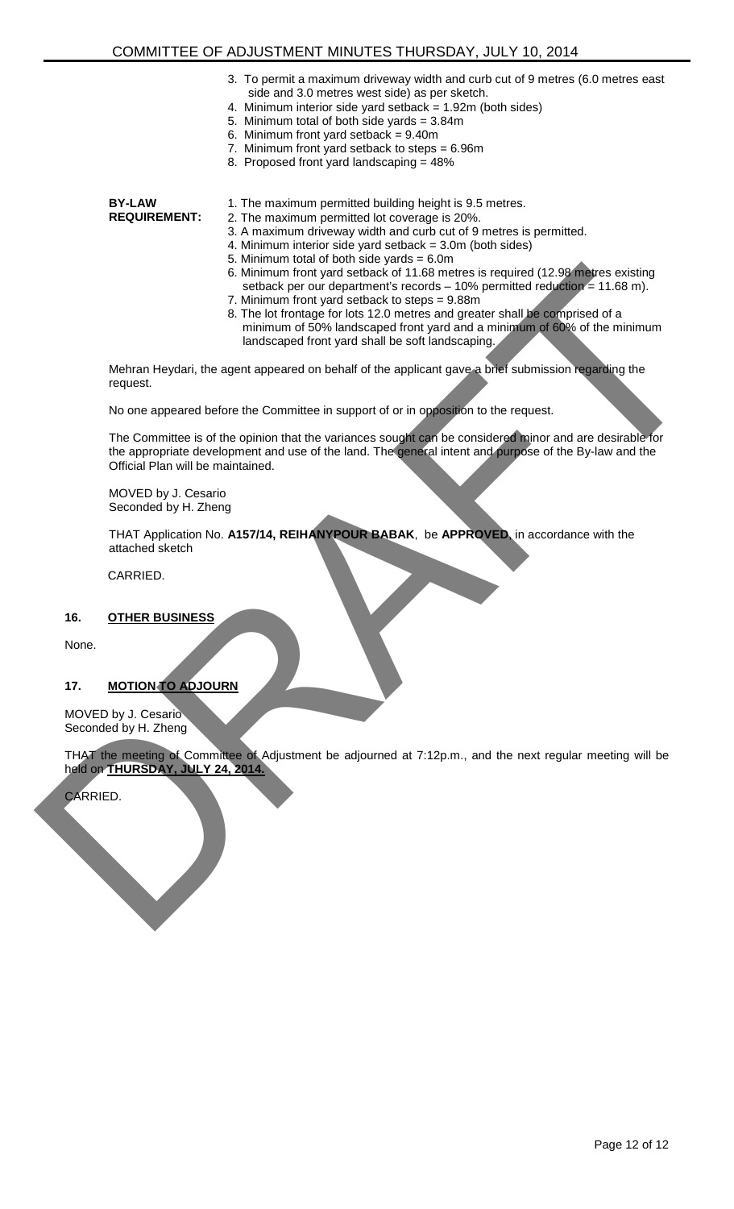3. To permit a maximum driveway width and curb cut of 9 metres (6.0 metres east side and 3.0 metres west side) as per sketch.
4. Minimum interior side yard setback = 1.92m (both sides)
5. Minimum total of both side yards = 3.84m
6. Minimum front yard setback = 9.40m
7. Minimum front yard setback to steps = 6.96m
8. Proposed front yard landscaping = 48%

**BY-LAW REQUIREMENT:**

1. The maximum permitted building height is 9.5 metres.
2. The maximum permitted lot coverage is 20%.
3. A maximum driveway width and curb cut of 9 metres is permitted.
4. Minimum interior side yard setback = 3.0m (both sides)
5. Minimum total of both side yards = 6.0m
6. Minimum front yard setback of 11.68 metres is required (12.98 metres existing setback per our department's records – 10% permitted reduction = 11.68 m).
7. Minimum front yard setback to steps = 9.88m
8. The lot frontage for lots 12.0 metres and greater shall be comprised of a minimum of 50% landscaped front yard and a minimum of 60% of the minimum landscaped front yard shall be soft landscaping.

Mehran Heydari, the agent appeared on behalf of the applicant gave a brief submission regarding the request.

No one appeared before the Committee in support of or in opposition to the request.

The Committee is of the opinion that the variances sought can be considered minor and are desirable for the appropriate development and use of the land. The general intent and purpose of the By-law and the Official Plan will be maintained.

MOVED by J. Cesario
Seconded by H. Zheng

THAT Application No. **A157/14, REIHANYPOUR BABAK**, be **APPROVED**, in accordance with the attached sketch

CARRIED.

## 16. OTHER BUSINESS

None.

## 17. MOTION TO ADJOURN

MOVED by J. Cesario
Seconded by H. Zheng

THAT the meeting of Committee of Adjustment be adjourned at 7:12p.m., and the next regular meeting will be held on **THURSDAY, JULY 24, 2014.**

CARRIED.